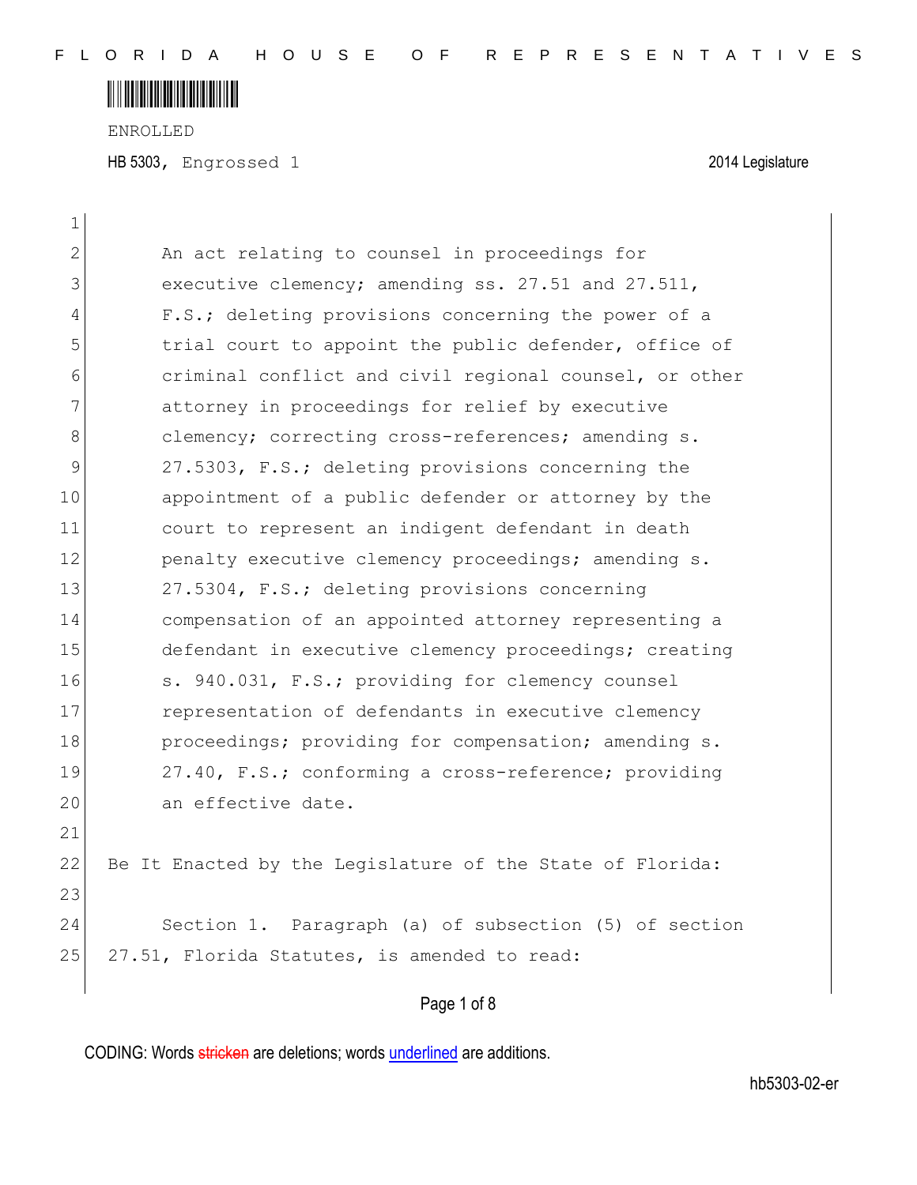ENROLLED

HB 5303, Engrossed 1 2014 Legislature

An act relating to counsel in proceedings for executive clemency; amending ss. 27.51 and 27.511, F.S.; deleting provisions concerning the power of a trial court to appoint the public defender, office of criminal conflict and civil regional counsel, or other attorney in proceedings for relief by executive clemency; correcting cross-references; amending s. 27.5303, F.S.; deleting provisions concerning the appointment of a public defender or attorney by the court to represent an indigent defendant in death penalty executive clemency proceedings; amending s. 27.5304, F.S.; deleting provisions concerning compensation of an appointed attorney representing a defendant in executive clemency proceedings; creating s. 940.031, F.S.; providing for clemency counsel representation of defendants in executive clemency proceedings; providing for compensation; amending s. 27.40, F.S.; conforming a cross-reference; providing an effective date.

Be It Enacted by the Legislature of the State of Florida:

Section 1. Paragraph (a) of subsection (5) of section 27.51, Florida Statutes, is amended to read: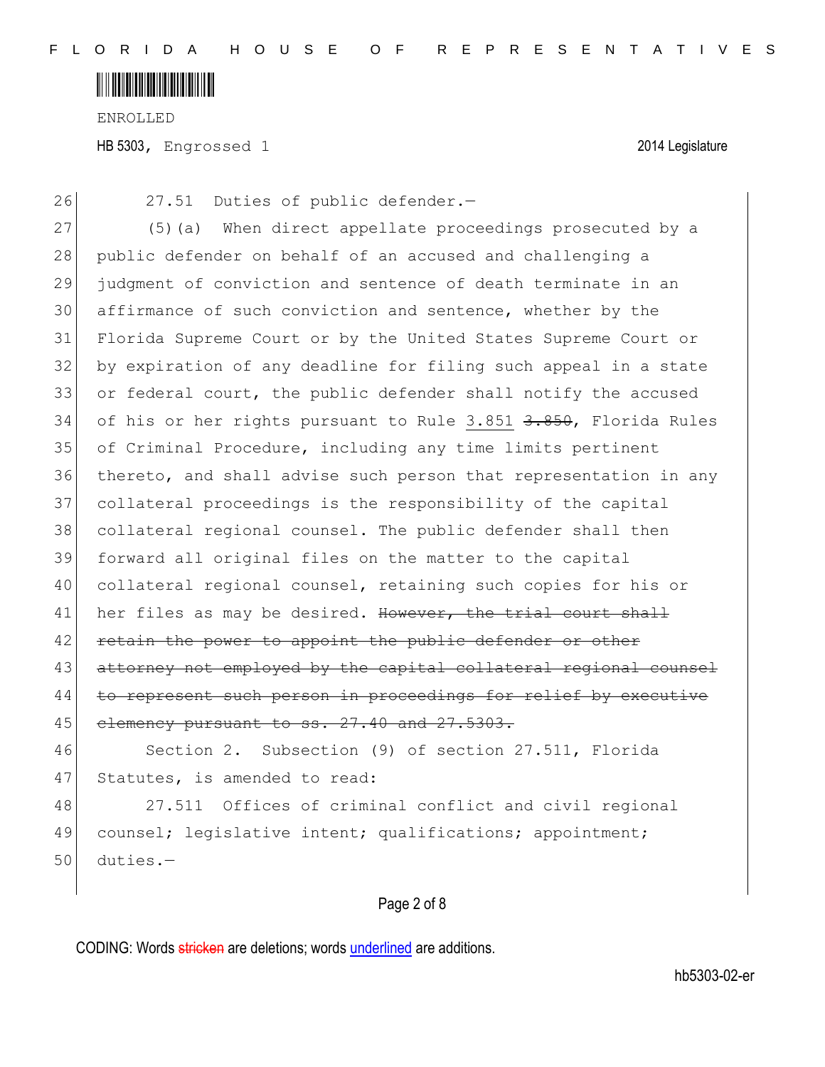27.51 Duties of public defender.—

(5)(a) When direct appellate proceedings prosecuted by a public defender on behalf of an accused and challenging a judgment of conviction and sentence of death terminate in an affirmance of such conviction and sentence, whether by the Florida Supreme Court or by the United States Supreme Court or by expiration of any deadline for filing such appeal in a state or federal court, the public defender shall notify the accused of his or her rights pursuant to Rule <u>3.851</u> ~~3.850~~, Florida Rules of Criminal Procedure, including any time limits pertinent thereto, and shall advise such person that representation in any collateral proceedings is the responsibility of the capital collateral regional counsel. The public defender shall then forward all original files on the matter to the capital collateral regional counsel, retaining such copies for his or her files as may be desired. ~~However, the trial court shall retain the power to appoint the public defender or other attorney not employed by the capital collateral regional counsel to represent such person in proceedings for relief by executive clemency pursuant to ss. 27.40 and 27.5303.~~

Section 2. Subsection (9) of section 27.511, Florida Statutes, is amended to read:

27.511 Offices of criminal conflict and civil regional counsel; legislative intent; qualifications; appointment; duties.—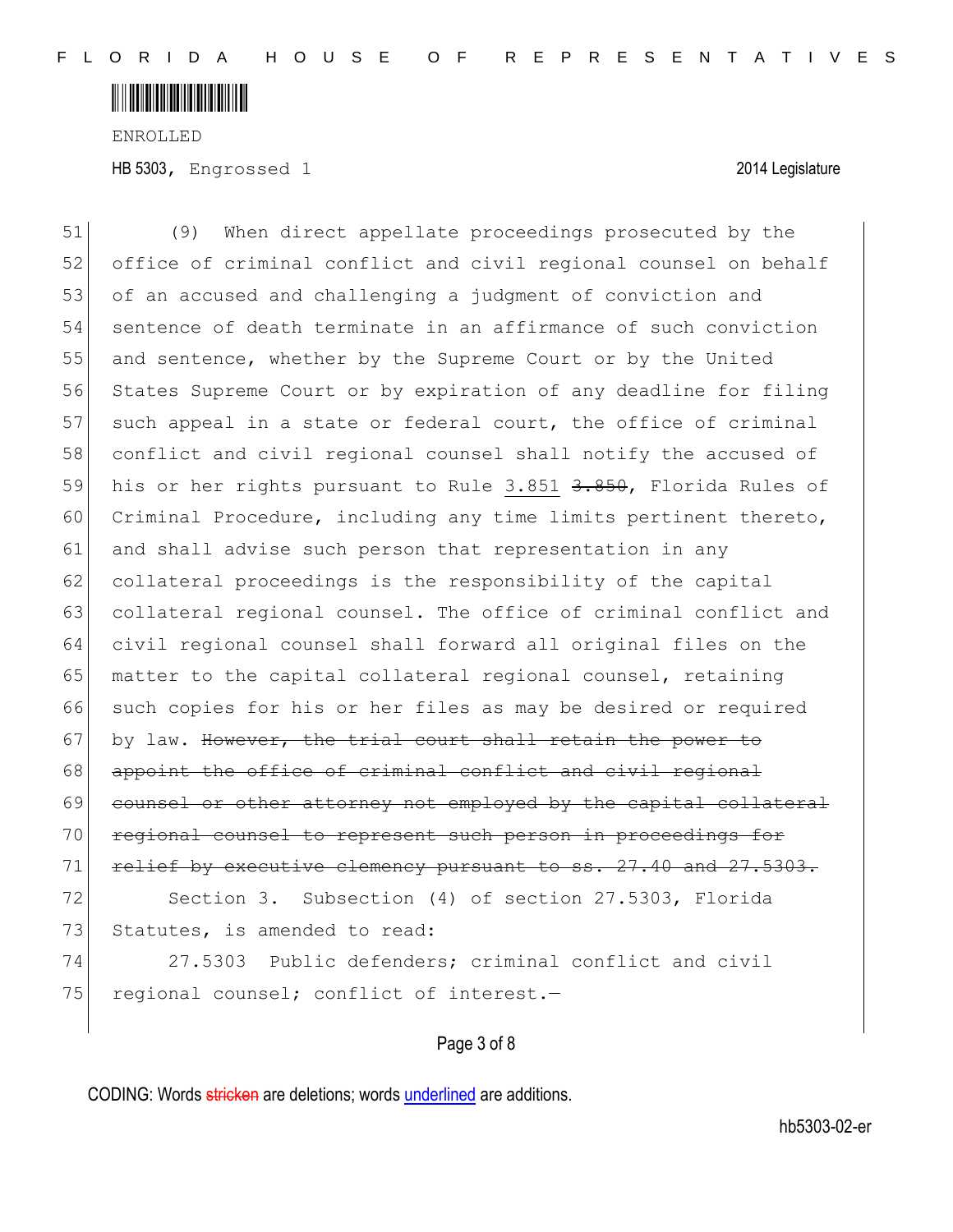ENROLLED

HB 5303, Engrossed 1 2014 Legislature

(9) When direct appellate proceedings prosecuted by the office of criminal conflict and civil regional counsel on behalf of an accused and challenging a judgment of conviction and sentence of death terminate in an affirmance of such conviction and sentence, whether by the Supreme Court or by the United States Supreme Court or by expiration of any deadline for filing such appeal in a state or federal court, the office of criminal conflict and civil regional counsel shall notify the accused of his or her rights pursuant to Rule <u>3.851</u> ~~3.850~~, Florida Rules of Criminal Procedure, including any time limits pertinent thereto, and shall advise such person that representation in any collateral proceedings is the responsibility of the capital collateral regional counsel. The office of criminal conflict and civil regional counsel shall forward all original files on the matter to the capital collateral regional counsel, retaining such copies for his or her files as may be desired or required by law. ~~However, the trial court shall retain the power to appoint the office of criminal conflict and civil regional counsel or other attorney not employed by the capital collateral regional counsel to represent such person in proceedings for relief by executive clemency pursuant to ss. 27.40 and 27.5303.~~

Section 3. Subsection (4) of section 27.5303, Florida Statutes, is amended to read:

27.5303 Public defenders; criminal conflict and civil regional counsel; conflict of interest.—

CODING: Words ~~stricken~~ are deletions; words <u>underlined</u> are additions.

hb5303-02-er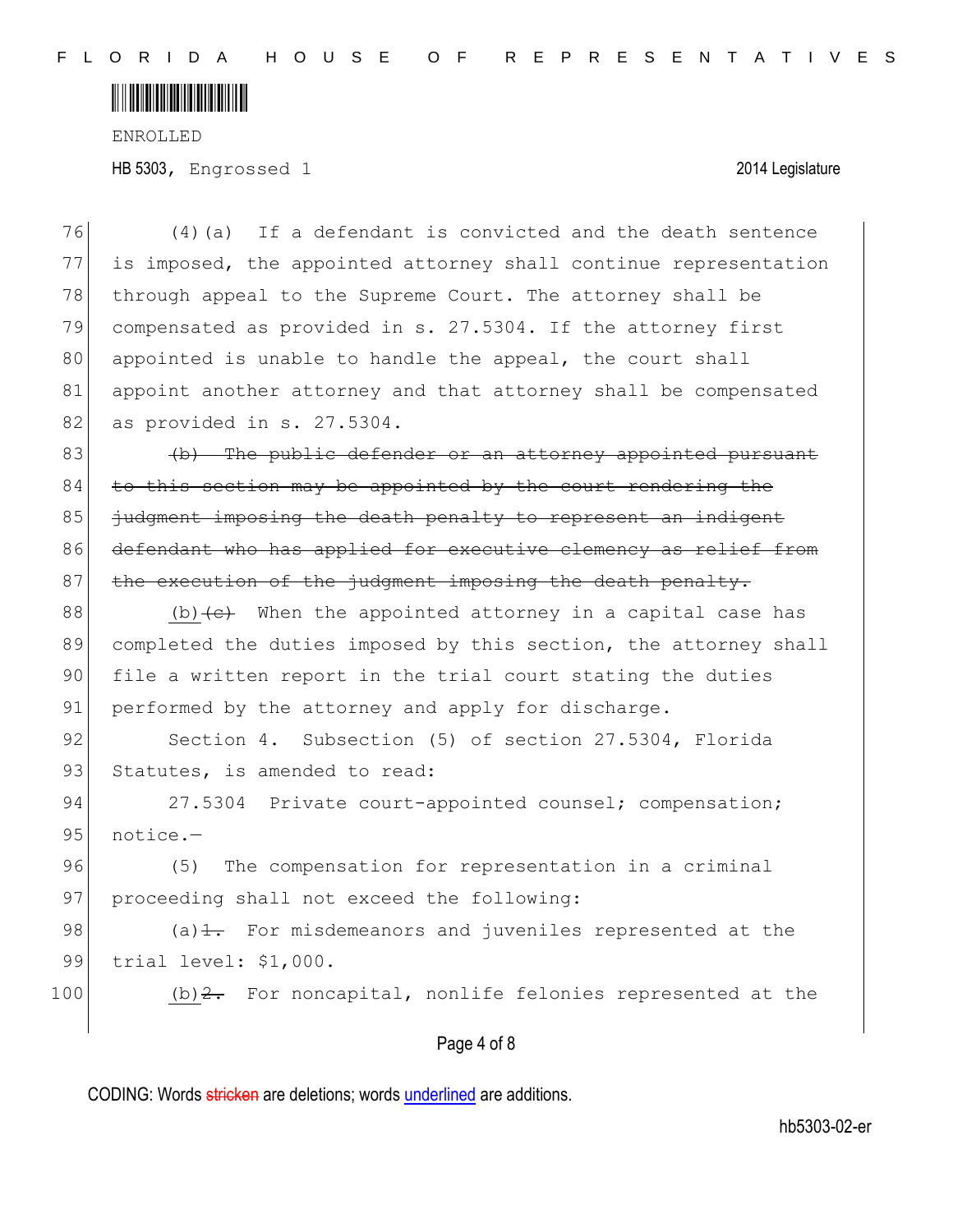ENROLLED

HB 5303, Engrossed 1 2014 Legislature

76 (4)(a) If a defendant is convicted and the death sentence
77 is imposed, the appointed attorney shall continue representation
78 through appeal to the Supreme Court. The attorney shall be
79 compensated as provided in s. 27.5304. If the attorney first
80 appointed is unable to handle the appeal, the court shall
81 appoint another attorney and that attorney shall be compensated
82 as provided in s. 27.5304.

83 ~~(b) The public defender or an attorney appointed pursuant~~
84 ~~to this section may be appointed by the court rendering the~~
85 ~~judgment imposing the death penalty to represent an indigent~~
86 ~~defendant who has applied for executive clemency as relief from~~
87 ~~the execution of the judgment imposing the death penalty.~~

88 <u>(b)</u>~~(c)~~ When the appointed attorney in a capital case has
89 completed the duties imposed by this section, the attorney shall
90 file a written report in the trial court stating the duties
91 performed by the attorney and apply for discharge.

92 Section 4. Subsection (5) of section 27.5304, Florida
93 Statutes, is amended to read:

94 27.5304 Private court-appointed counsel; compensation;
95 notice.—

96 (5) The compensation for representation in a criminal
97 proceeding shall not exceed the following:

98 <u>(a)</u>~~1.~~ For misdemeanors and juveniles represented at the
99 trial level: $1,000.

100 <u>(b)</u>~~2.~~ For noncapital, nonlife felonies represented at the

CODING: Words ~~stricken~~ are deletions; words <u>underlined</u> are additions.

hb5303-02-er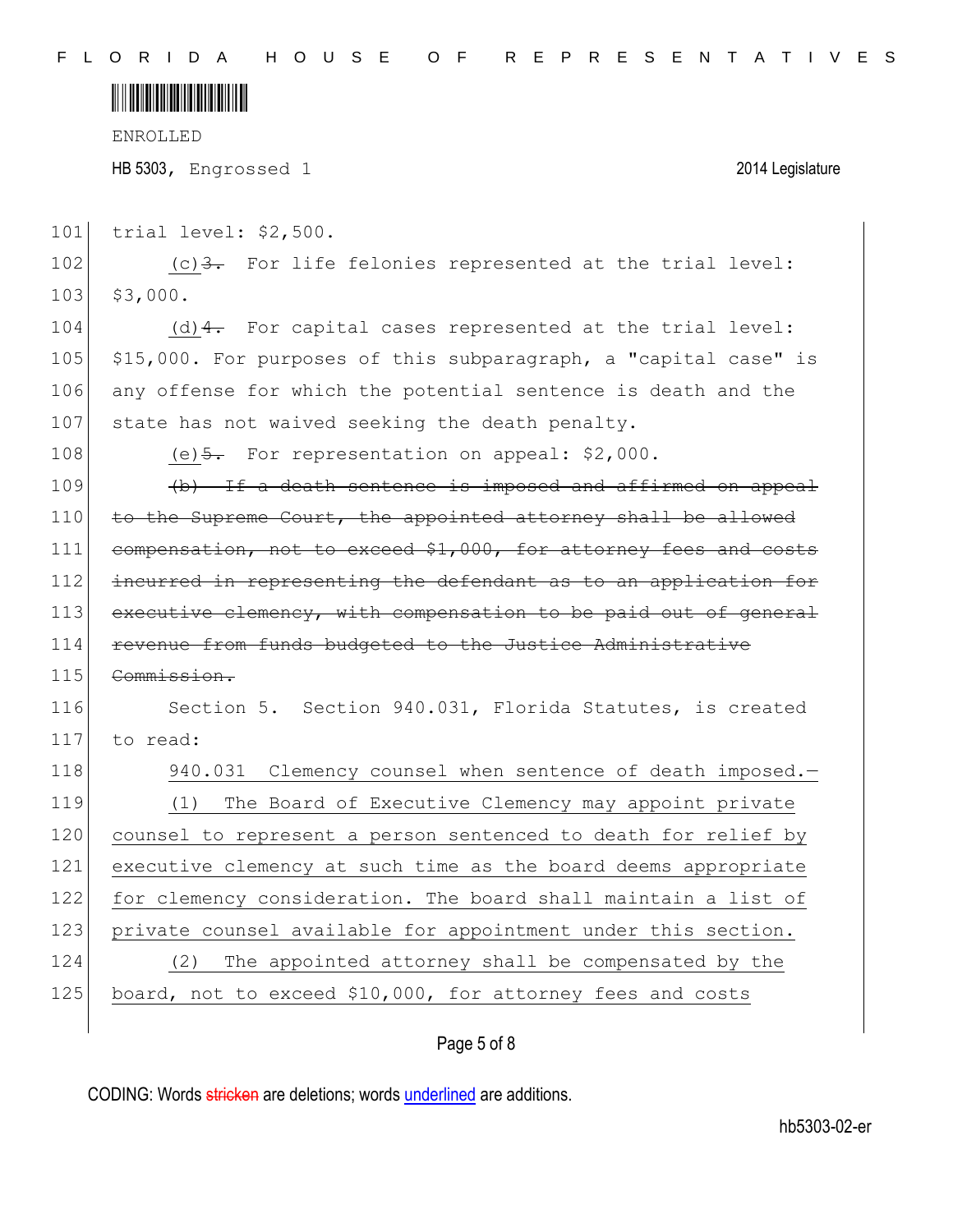trial level: $2,500.

(c)~~3.~~ For life felonies represented at the trial level: $3,000.

(d)~~4.~~ For capital cases represented at the trial level: $15,000. For purposes of this subparagraph, a "capital case" is any offense for which the potential sentence is death and the state has not waived seeking the death penalty.

(e)~~5.~~ For representation on appeal: $2,000.

~~(b) If a death sentence is imposed and affirmed on appeal to the Supreme Court, the appointed attorney shall be allowed compensation, not to exceed $1,000, for attorney fees and costs incurred in representing the defendant as to an application for executive clemency, with compensation to be paid out of general revenue from funds budgeted to the Justice Administrative Commission.~~

Section 5. Section 940.031, Florida Statutes, is created to read:

940.031 Clemency counsel when sentence of death imposed.—

(1) The Board of Executive Clemency may appoint private counsel to represent a person sentenced to death for relief by executive clemency at such time as the board deems appropriate for clemency consideration. The board shall maintain a list of private counsel available for appointment under this section.

(2) The appointed attorney shall be compensated by the board, not to exceed $10,000, for attorney fees and costs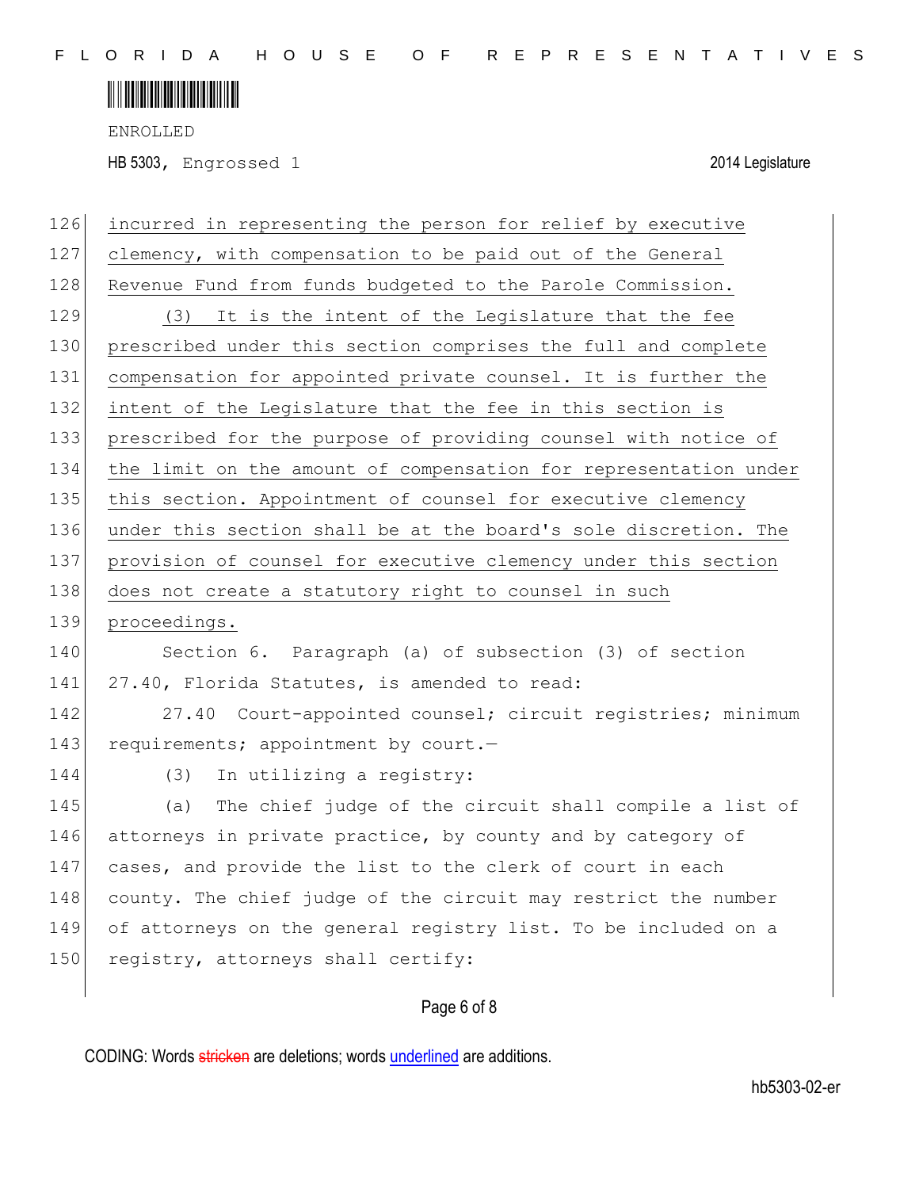ENROLLED

HB 5303, Engrossed 1 2014 Legislature

126 incurred in representing the person for relief by executive
127 clemency, with compensation to be paid out of the General
128 Revenue Fund from funds budgeted to the Parole Commission.
129 (3) It is the intent of the Legislature that the fee
130 prescribed under this section comprises the full and complete
131 compensation for appointed private counsel. It is further the
132 intent of the Legislature that the fee in this section is
133 prescribed for the purpose of providing counsel with notice of
134 the limit on the amount of compensation for representation under
135 this section. Appointment of counsel for executive clemency
136 under this section shall be at the board's sole discretion. The
137 provision of counsel for executive clemency under this section
138 does not create a statutory right to counsel in such
139 proceedings.
140 Section 6. Paragraph (a) of subsection (3) of section
141 27.40, Florida Statutes, is amended to read:
142 27.40 Court-appointed counsel; circuit registries; minimum
143 requirements; appointment by court.—
144 (3) In utilizing a registry:
145 (a) The chief judge of the circuit shall compile a list of
146 attorneys in private practice, by county and by category of
147 cases, and provide the list to the clerk of court in each
148 county. The chief judge of the circuit may restrict the number
149 of attorneys on the general registry list. To be included on a
150 registry, attorneys shall certify:

CODING: Words stricken are deletions; words underlined are additions.

hb5303-02-er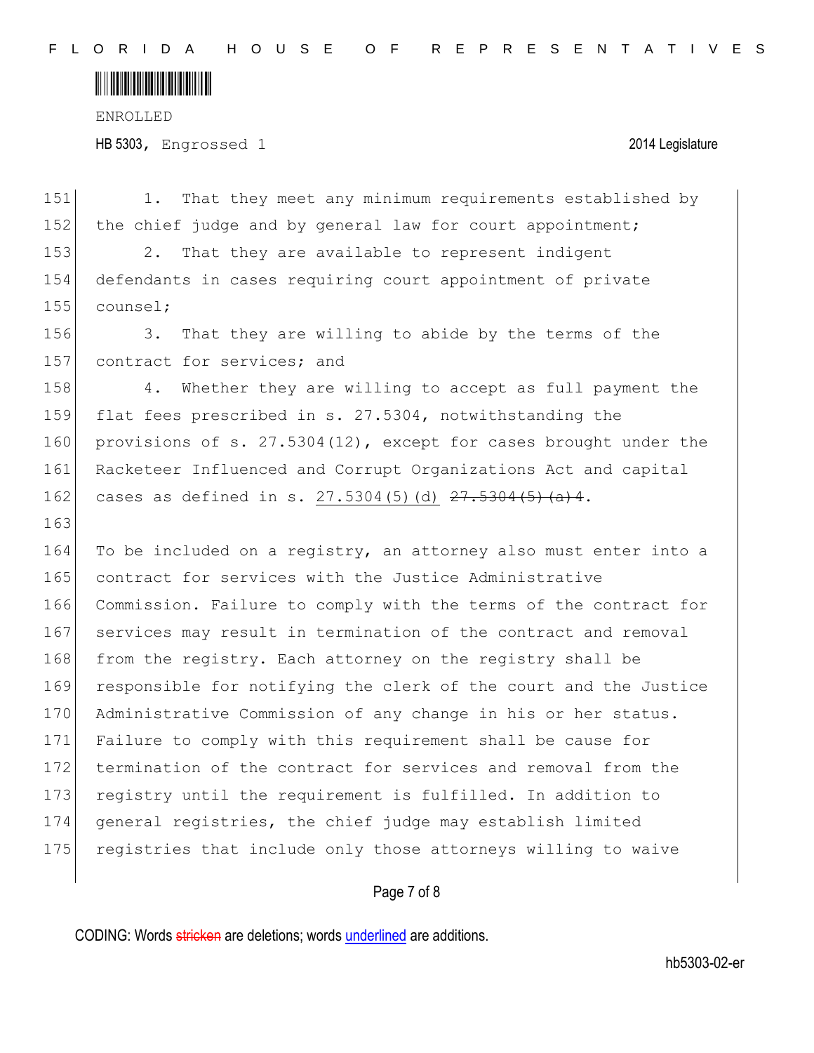1. That they meet any minimum requirements established by the chief judge and by general law for court appointment;

2. That they are available to represent indigent defendants in cases requiring court appointment of private counsel;

3. That they are willing to abide by the terms of the contract for services; and

4. Whether they are willing to accept as full payment the flat fees prescribed in s. 27.5304, notwithstanding the provisions of s. 27.5304(12), except for cases brought under the Racketeer Influenced and Corrupt Organizations Act and capital cases as defined in s. <u>27.5304(5)(d)</u> ~~27.5304(5)(a)4~~.

To be included on a registry, an attorney also must enter into a contract for services with the Justice Administrative Commission. Failure to comply with the terms of the contract for services may result in termination of the contract and removal from the registry. Each attorney on the registry shall be responsible for notifying the clerk of the court and the Justice Administrative Commission of any change in his or her status. Failure to comply with this requirement shall be cause for termination of the contract for services and removal from the registry until the requirement is fulfilled. In addition to general registries, the chief judge may establish limited registries that include only those attorneys willing to waive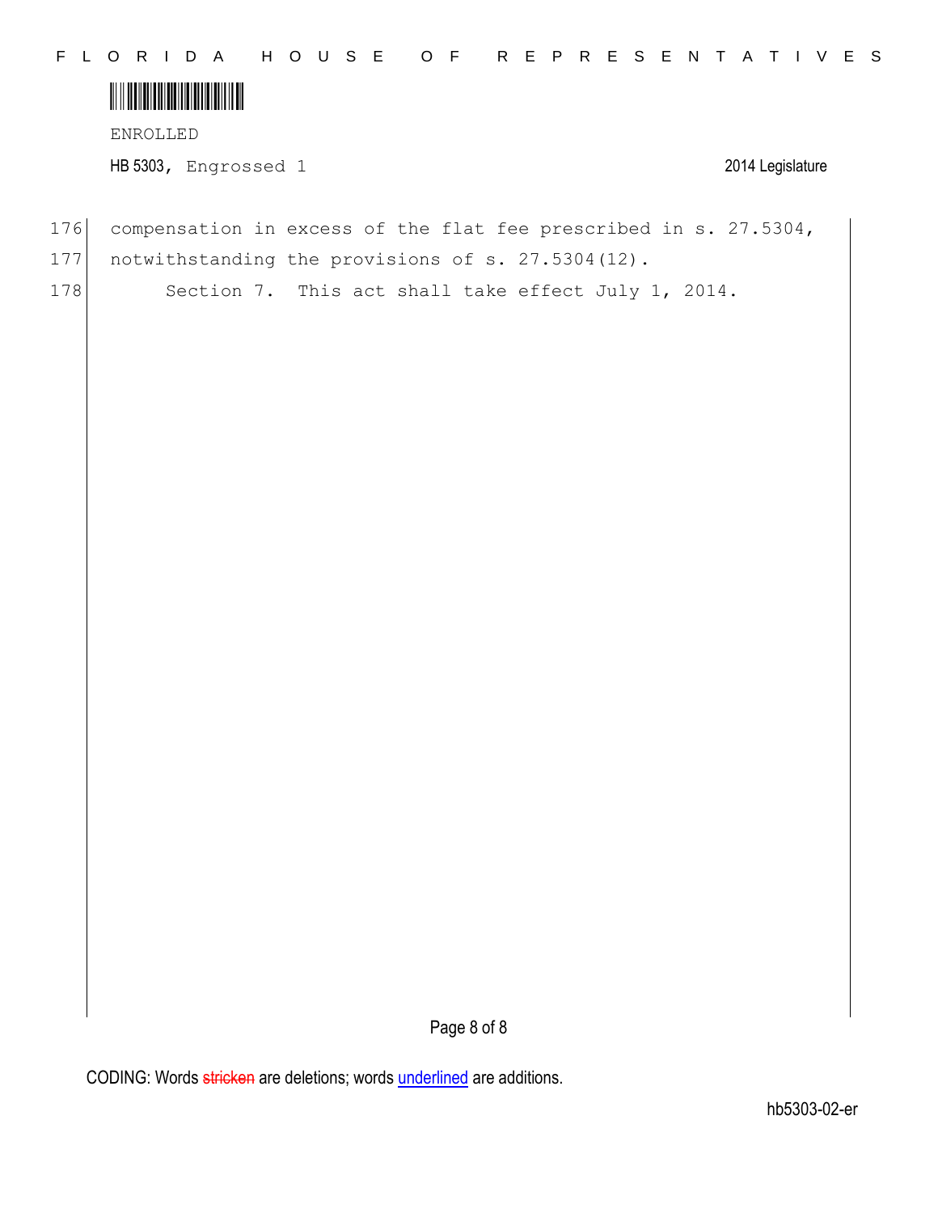compensation in excess of the flat fee prescribed in s. 27.5304, notwithstanding the provisions of s. 27.5304(12).

Section 7. This act shall take effect July 1, 2014.